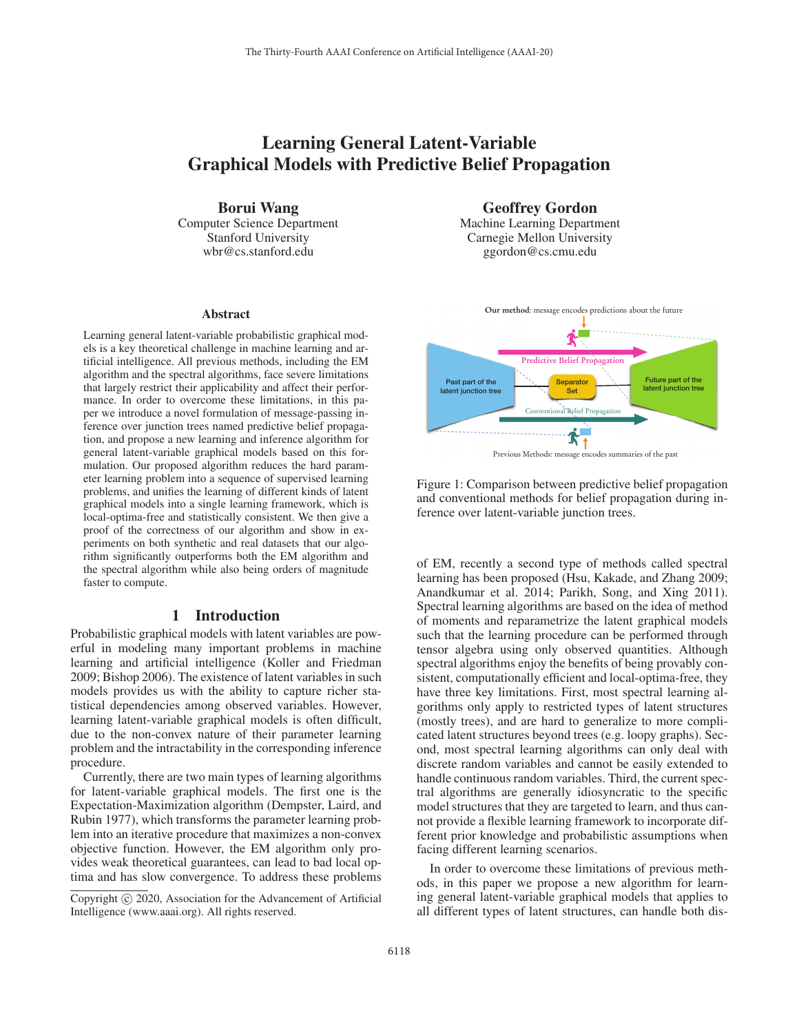# Learning General Latent-Variable Graphical Models with Predictive Belief Propagation

**Borui Wang**
Computer Science Department
Stanford University
wbr@cs.stanford.edu

**Geoffrey Gordon**
Machine Learning Department
Carnegie Mellon University
ggordon@cs.cmu.edu

### Abstract

Learning general latent-variable probabilistic graphical models is a key theoretical challenge in machine learning and artificial intelligence. All previous methods, including the EM algorithm and the spectral algorithms, face severe limitations that largely restrict their applicability and affect their performance. In order to overcome these limitations, in this paper we introduce a novel formulation of message-passing inference over junction trees named predictive belief propagation, and propose a new learning and inference algorithm for general latent-variable graphical models based on this formulation. Our proposed algorithm reduces the hard parameter learning problem into a sequence of supervised learning problems, and unifies the learning of different kinds of latent graphical models into a single learning framework, which is local-optima-free and statistically consistent. We then give a proof of the correctness of our algorithm and show in experiments on both synthetic and real datasets that our algorithm significantly outperforms both the EM algorithm and the spectral algorithm while also being orders of magnitude faster to compute.

## 1 Introduction

Probabilistic graphical models with latent variables are powerful in modeling many important problems in machine learning and artificial intelligence (Koller and Friedman 2009; Bishop 2006). The existence of latent variables in such models provides us with the ability to capture richer statistical dependencies among observed variables. However, learning latent-variable graphical models is often difficult, due to the non-convex nature of their parameter learning problem and the intractability in the corresponding inference procedure.

Currently, there are two main types of learning algorithms for latent-variable graphical models. The first one is the Expectation-Maximization algorithm (Dempster, Laird, and Rubin 1977), which transforms the parameter learning problem into an iterative procedure that maximizes a non-convex objective function. However, the EM algorithm only provides weak theoretical guarantees, can lead to bad local optima and has slow convergence. To address these problems of EM, recently a second type of methods called spectral learning has been proposed (Hsu, Kakade, and Zhang 2009; Anandkumar et al. 2014; Parikh, Song, and Xing 2011). Spectral learning algorithms are based on the idea of method of moments and reparametrize the latent graphical models such that the learning procedure can be performed through tensor algebra using only observed quantities. Although spectral algorithms enjoy the benefits of being provably consistent, computationally efficient and local-optima-free, they have three key limitations. First, most spectral learning algorithms only apply to restricted types of latent structures (mostly trees), and are hard to generalize to more complicated latent structures beyond trees (e.g. loopy graphs). Second, most spectral learning algorithms can only deal with discrete random variables and cannot be easily extended to handle continuous random variables. Third, the current spectral algorithms are generally idiosyncratic to the specific model structures that they are targeted to learn, and thus cannot provide a flexible learning framework to incorporate different prior knowledge and probabilistic assumptions when facing different learning scenarios.

Figure 1: Comparison between predictive belief propagation and conventional methods for belief propagation during inference over latent-variable junction trees.

In order to overcome these limitations of previous methods, in this paper we propose a new algorithm for learning general latent-variable graphical models that applies to all different types of latent structures, can handle both dis-

Copyright © 2020, Association for the Advancement of Artificial Intelligence (www.aaai.org). All rights reserved.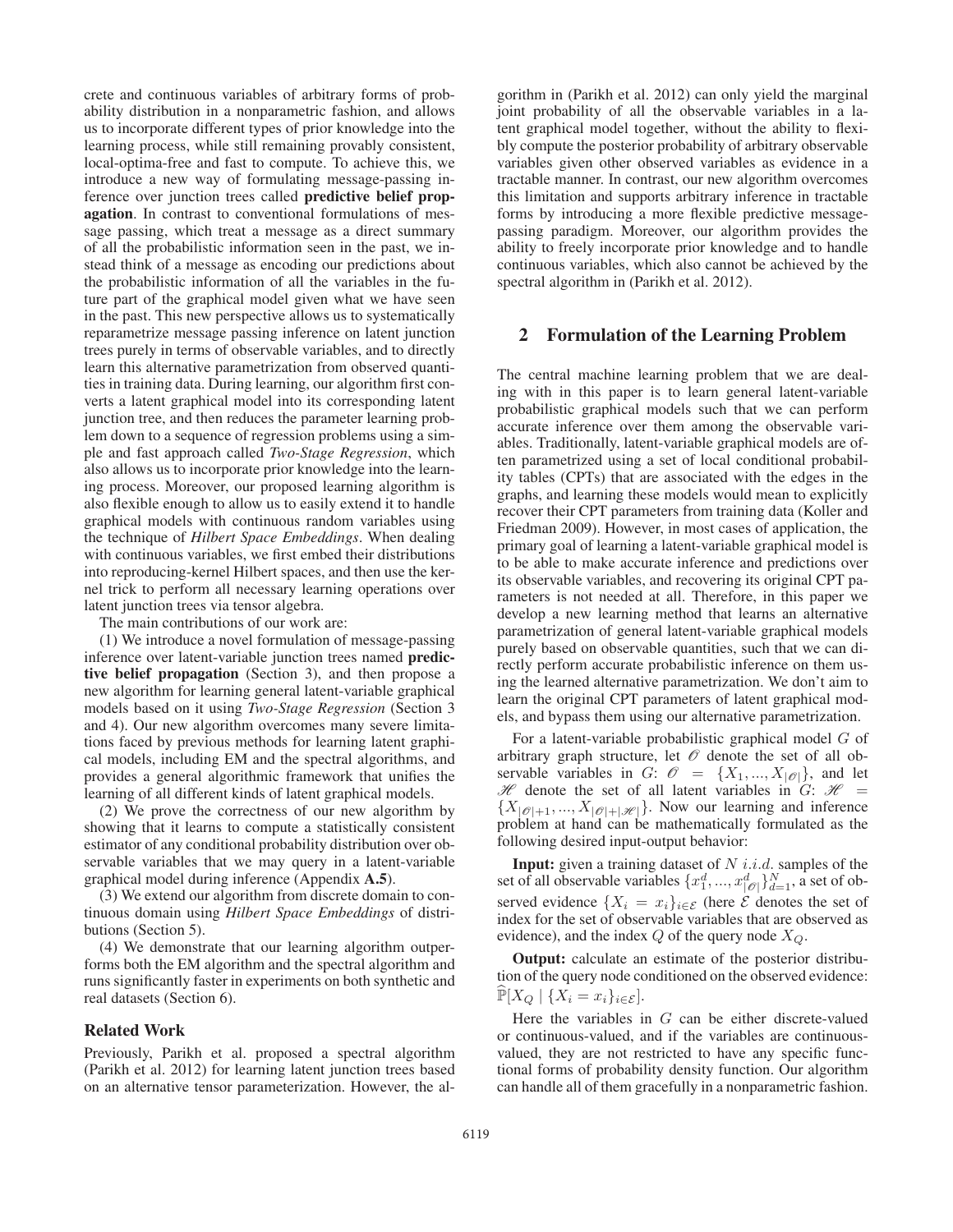crete and continuous variables of arbitrary forms of probability distribution in a nonparametric fashion, and allows us to incorporate different types of prior knowledge into the learning process, while still remaining provably consistent, local-optima-free and fast to compute. To achieve this, we introduce a new way of formulating message-passing inference over junction trees called **predictive belief propagation**. In contrast to conventional formulations of message passing, which treat a message as a direct summary of all the probabilistic information seen in the past, we instead think of a message as encoding our predictions about the probabilistic information of all the variables in the future part of the graphical model given what we have seen in the past. This new perspective allows us to systematically reparametrize message passing inference on latent junction trees purely in terms of observable variables, and to directly learn this alternative parametrization from observed quantities in training data. During learning, our algorithm first converts a latent graphical model into its corresponding latent junction tree, and then reduces the parameter learning problem down to a sequence of regression problems using a simple and fast approach called *Two-Stage Regression*, which also allows us to incorporate prior knowledge into the learning process. Moreover, our proposed learning algorithm is also flexible enough to allow us to easily extend it to handle graphical models with continuous random variables using the technique of *Hilbert Space Embeddings*. When dealing with continuous variables, we first embed their distributions into reproducing-kernel Hilbert spaces, and then use the kernel trick to perform all necessary learning operations over latent junction trees via tensor algebra.

The main contributions of our work are:

(1) We introduce a novel formulation of message-passing inference over latent-variable junction trees named **predictive belief propagation** (Section 3), and then propose a new algorithm for learning general latent-variable graphical models based on it using *Two-Stage Regression* (Section 3 and 4). Our new algorithm overcomes many severe limitations faced by previous methods for learning latent graphical models, including EM and the spectral algorithms, and provides a general algorithmic framework that unifies the learning of all different kinds of latent graphical models.

(2) We prove the correctness of our new algorithm by showing that it learns to compute a statistically consistent estimator of any conditional probability distribution over observable variables that we may query in a latent-variable graphical model during inference (Appendix **A.5**).

(3) We extend our algorithm from discrete domain to continuous domain using *Hilbert Space Embeddings* of distributions (Section 5).

(4) We demonstrate that our learning algorithm outperforms both the EM algorithm and the spectral algorithm and runs significantly faster in experiments on both synthetic and real datasets (Section 6).

### Related Work

Previously, Parikh et al. proposed a spectral algorithm (Parikh et al. 2012) for learning latent junction trees based on an alternative tensor parameterization. However, the algorithm in (Parikh et al. 2012) can only yield the marginal joint probability of all the observable variables in a latent graphical model together, without the ability to flexibly compute the posterior probability of arbitrary observable variables given other observed variables as evidence in a tractable manner. In contrast, our new algorithm overcomes this limitation and supports arbitrary inference in tractable forms by introducing a more flexible predictive message-passing paradigm. Moreover, our algorithm provides the ability to freely incorporate prior knowledge and to handle continuous variables, which also cannot be achieved by the spectral algorithm in (Parikh et al. 2012).

## 2 Formulation of the Learning Problem

The central machine learning problem that we are dealing with in this paper is to learn general latent-variable probabilistic graphical models such that we can perform accurate inference over them among the observable variables. Traditionally, latent-variable graphical models are often parametrized using a set of local conditional probability tables (CPTs) that are associated with the edges in the graphs, and learning these models would mean to explicitly recover their CPT parameters from training data (Koller and Friedman 2009). However, in most cases of application, the primary goal of learning a latent-variable graphical model is to be able to make accurate inference and predictions over its observable variables, and recovering its original CPT parameters is not needed at all. Therefore, in this paper we develop a new learning method that learns an alternative parametrization of general latent-variable graphical models purely based on observable quantities, such that we can directly perform accurate probabilistic inference on them using the learned alternative parametrization. We don't aim to learn the original CPT parameters of latent graphical models, and bypass them using our alternative parametrization.

For a latent-variable probabilistic graphical model $G$ of arbitrary graph structure, let $\mathscr{O}$ denote the set of all observable variables in $G$: $\mathscr{O} = \{X_1, ..., X_{|\mathscr{O}|}\}$, and let $\mathscr{H}$ denote the set of all latent variables in $G$: $\mathscr{H} = \{X_{|\mathscr{O}|+1}, ..., X_{|\mathscr{O}|+|\mathscr{H}|}\}$. Now our learning and inference problem at hand can be mathematically formulated as the following desired input-output behavior:

**Input:** given a training dataset of $N$ $i.i.d.$ samples of the set of all observable variables $\{x_1^d, ..., x_{|\mathscr{O}|}^d\}_{d=1}^N$, a set of observed evidence $\{X_i = x_i\}_{i \in \mathcal{E}}$ (here $\mathcal{E}$ denotes the set of index for the set of observable variables that are observed as evidence), and the index $Q$ of the query node $X_Q$.

**Output:** calculate an estimate of the posterior distribution of the query node conditioned on the observed evidence: $\widehat{\mathbb{P}}[X_Q \mid \{X_i = x_i\}_{i \in \mathcal{E}}]$.

Here the variables in $G$ can be either discrete-valued or continuous-valued, and if the variables are continuous-valued, they are not restricted to have any specific functional forms of probability density function. Our algorithm can handle all of them gracefully in a nonparametric fashion.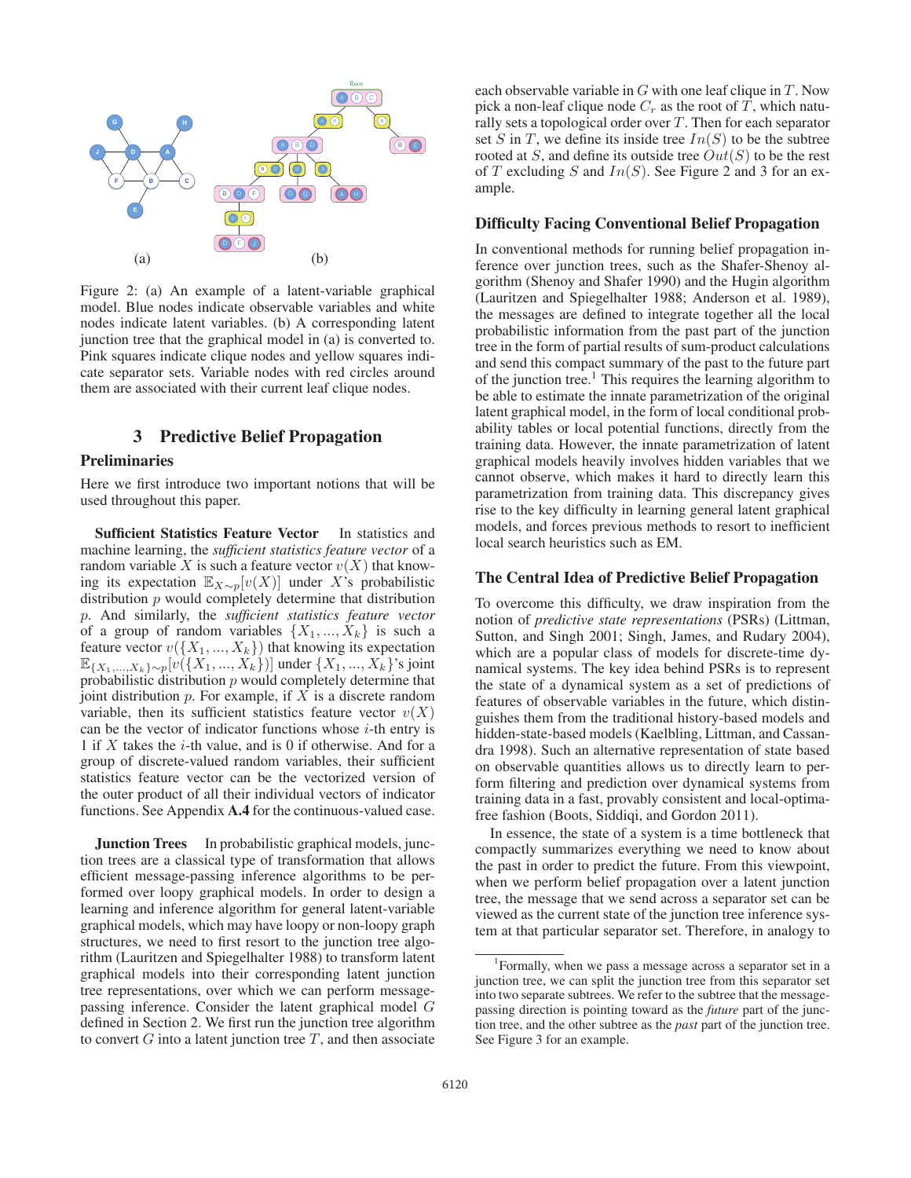(a) (b)

Figure 2: (a) An example of a latent-variable graphical model. Blue nodes indicate observable variables and white nodes indicate latent variables. (b) A corresponding latent junction tree that the graphical model in (a) is converted to. Pink squares indicate clique nodes and yellow squares indicate separator sets. Variable nodes with red circles around them are associated with their current leaf clique nodes.

## 3 Predictive Belief Propagation

### Preliminaries

Here we first introduce two important notions that will be used throughout this paper.

**Sufficient Statistics Feature Vector** In statistics and machine learning, the *sufficient statistics feature vector* of a random variable $X$ is such a feature vector $v(X)$ that knowing its expectation $\mathbb{E}_{X\sim p}[v(X)]$ under $X$'s probabilistic distribution $p$ would completely determine that distribution $p$. And similarly, the *sufficient statistics feature vector* of a group of random variables $\{X_1, ..., X_k\}$ is such a feature vector $v(\{X_1, ..., X_k\})$ that knowing its expectation $\mathbb{E}_{\{X_1,...,X_k\}\sim p}[v(\{X_1, ..., X_k\})]$ under $\{X_1, ..., X_k\}$'s joint probabilistic distribution $p$ would completely determine that joint distribution $p$. For example, if $X$ is a discrete random variable, then its sufficient statistics feature vector $v(X)$ can be the vector of indicator functions whose $i$-th entry is 1 if $X$ takes the $i$-th value, and is 0 if otherwise. And for a group of discrete-valued random variables, their sufficient statistics feature vector can be the vectorized version of the outer product of all their individual vectors of indicator functions. See Appendix **A.4** for the continuous-valued case.

**Junction Trees** In probabilistic graphical models, junction trees are a classical type of transformation that allows efficient message-passing inference algorithms to be performed over loopy graphical models. In order to design a learning and inference algorithm for general latent-variable graphical models, which may have loopy or non-loopy graph structures, we need to first resort to the junction tree algorithm (Lauritzen and Spiegelhalter 1988) to transform latent graphical models into their corresponding latent junction tree representations, over which we can perform message-passing inference. Consider the latent graphical model $G$ defined in Section 2. We first run the junction tree algorithm to convert $G$ into a latent junction tree $T$, and then associate each observable variable in $G$ with one leaf clique in $T$. Now pick a non-leaf clique node $C_r$ as the root of $T$, which naturally sets a topological order over $T$. Then for each separator set $S$ in $T$, we define its inside tree $In(S)$ to be the subtree rooted at $S$, and define its outside tree $Out(S)$ to be the rest of $T$ excluding $S$ and $In(S)$. See Figure 2 and 3 for an example.

### Difficulty Facing Conventional Belief Propagation

In conventional methods for running belief propagation inference over junction trees, such as the Shafer-Shenoy algorithm (Shenoy and Shafer 1990) and the Hugin algorithm (Lauritzen and Spiegelhalter 1988; Anderson et al. 1989), the messages are defined to integrate together all the local probabilistic information from the past part of the junction tree in the form of partial results of sum-product calculations and send this compact summary of the past to the future part of the junction tree.[1] This requires the learning algorithm to be able to estimate the innate parametrization of the original latent graphical model, in the form of local conditional probability tables or local potential functions, directly from the training data. However, the innate parametrization of latent graphical models heavily involves hidden variables that we cannot observe, which makes it hard to directly learn this parametrization from training data. This discrepancy gives rise to the key difficulty in learning general latent graphical models, and forces previous methods to resort to inefficient local search heuristics such as EM.

### The Central Idea of Predictive Belief Propagation

To overcome this difficulty, we draw inspiration from the notion of *predictive state representations* (PSRs) (Littman, Sutton, and Singh 2001; Singh, James, and Rudary 2004), which are a popular class of models for discrete-time dynamical systems. The key idea behind PSRs is to represent the state of a dynamical system as a set of predictions of features of observable variables in the future, which distinguishes them from the traditional history-based models and hidden-state-based models (Kaelbling, Littman, and Cassandra 1998). Such an alternative representation of state based on observable quantities allows us to directly learn to perform filtering and prediction over dynamical systems from training data in a fast, provably consistent and local-optima-free fashion (Boots, Siddiqi, and Gordon 2011).

In essence, the state of a system is a time bottleneck that compactly summarizes everything we need to know about the past in order to predict the future. From this viewpoint, when we perform belief propagation over a latent junction tree, the message that we send across a separator set can be viewed as the current state of the junction tree inference system at that particular separator set. Therefore, in analogy to

[1] Formally, when we pass a message across a separator set in a junction tree, we can split the junction tree from this separator set into two separate subtrees. We refer to the subtree that the message-passing direction is pointing toward as the *future* part of the junction tree, and the other subtree as the *past* part of the junction tree. See Figure 3 for an example.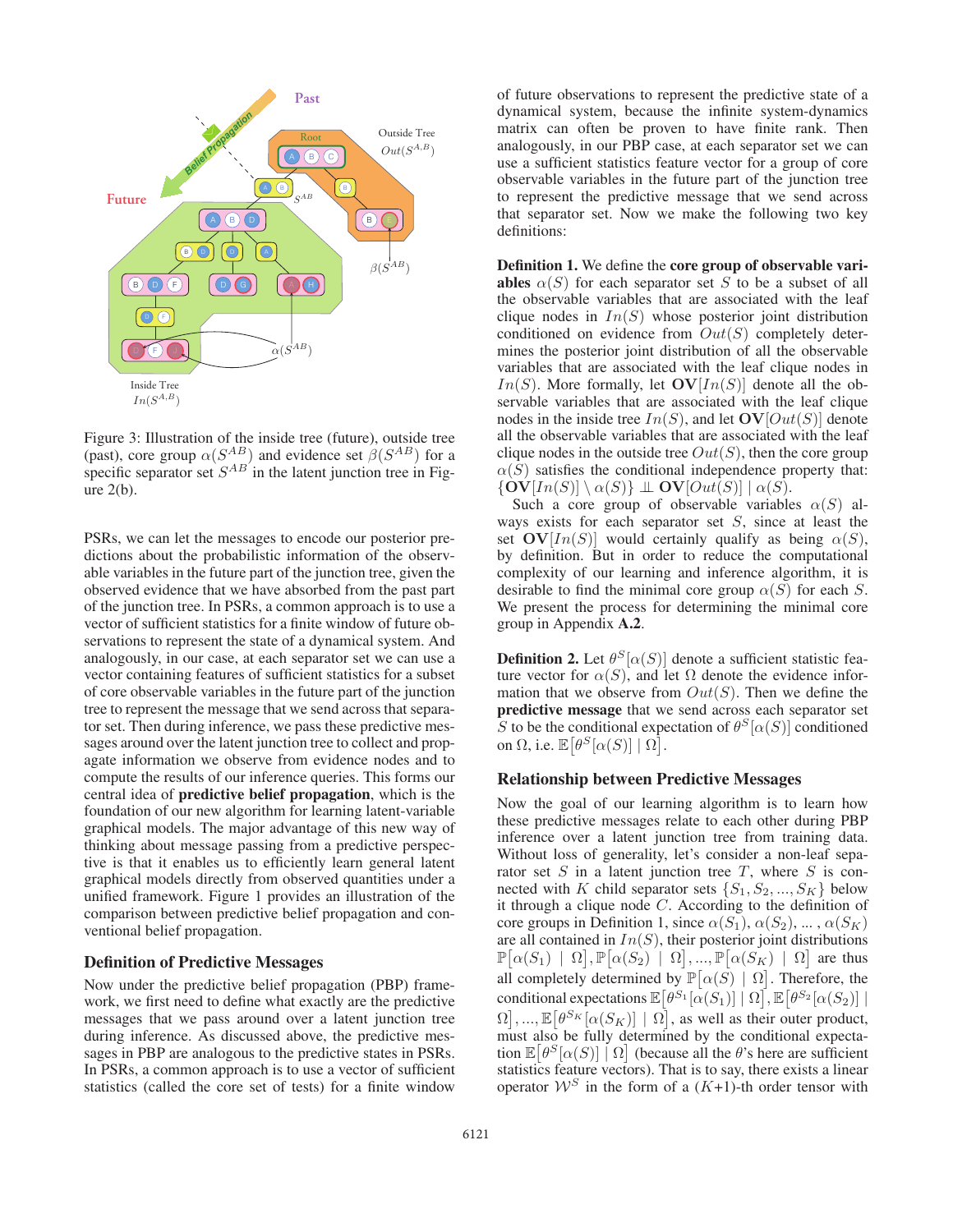Figure 3: Illustration of the inside tree (future), outside tree (past), core group $\alpha(S^{AB})$ and evidence set $\beta(S^{AB})$ for a specific separator set $S^{AB}$ in the latent junction tree in Figure 2(b).

PSRs, we can let the messages to encode our posterior predictions about the probabilistic information of the observable variables in the future part of the junction tree, given the observed evidence that we have absorbed from the past part of the junction tree. In PSRs, a common approach is to use a vector of sufficient statistics for a finite window of future observations to represent the state of a dynamical system. And analogously, in our case, at each separator set we can use a vector containing features of sufficient statistics for a subset of core observable variables in the future part of the junction tree to represent the message that we send across that separator set. Then during inference, we pass these predictive messages around over the latent junction tree to collect and propagate information we observe from evidence nodes and to compute the results of our inference queries. This forms our central idea of **predictive belief propagation**, which is the foundation of our new algorithm for learning latent-variable graphical models. The major advantage of this new way of thinking about message passing from a predictive perspective is that it enables us to efficiently learn general latent graphical models directly from observed quantities under a unified framework. Figure 1 provides an illustration of the comparison between predictive belief propagation and conventional belief propagation.

### Definition of Predictive Messages

Now under the predictive belief propagation (PBP) framework, we first need to define what exactly are the predictive messages that we pass around over a latent junction tree during inference. As discussed above, the predictive messages in PBP are analogous to the predictive states in PSRs. In PSRs, a common approach is to use a vector of sufficient statistics (called the core set of tests) for a finite window of future observations to represent the predictive state of a dynamical system, because the infinite system-dynamics matrix can often be proven to have finite rank. Then analogously, in our PBP case, at each separator set we can use a sufficient statistics feature vector for a group of core observable variables in the future part of the junction tree to represent the predictive message that we send across that separator set. Now we make the following two key definitions:

**Definition 1.** We define the **core group of observable variables** $\alpha(S)$ for each separator set $S$ to be a subset of all the observable variables that are associated with the leaf clique nodes in $In(S)$ whose posterior joint distribution conditioned on evidence from $Out(S)$ completely determines the posterior joint distribution of all the observable variables that are associated with the leaf clique nodes in $In(S)$. More formally, let $\mathbf{OV}[In(S)]$ denote all the observable variables that are associated with the leaf clique nodes in the inside tree $In(S)$, and let $\mathbf{OV}[Out(S)]$ denote all the observable variables that are associated with the leaf clique nodes in the outside tree $Out(S)$, then the core group $\alpha(S)$ satisfies the conditional independence property that: $\{\mathbf{OV}[In(S)] \setminus \alpha(S)\} \perp\!\!\!\perp \mathbf{OV}[Out(S)] \mid \alpha(S)$.

Such a core group of observable variables $\alpha(S)$ always exists for each separator set $S$, since at least the set $\mathbf{OV}[In(S)]$ would certainly qualify as being $\alpha(S)$, by definition. But in order to reduce the computational complexity of our learning and inference algorithm, it is desirable to find the minimal core group $\alpha(S)$ for each $S$. We present the process for determining the minimal core group in Appendix **A.2**.

**Definition 2.** Let $\theta^S[\alpha(S)]$ denote a sufficient statistic feature vector for $\alpha(S)$, and let $\Omega$ denote the evidence information that we observe from $Out(S)$. Then we define the **predictive message** that we send across each separator set $S$ to be the conditional expectation of $\theta^S[\alpha(S)]$ conditioned on $\Omega$, i.e. $\mathbb{E}\big[\theta^S[\alpha(S)] \mid \Omega\big]$.

### Relationship between Predictive Messages

Now the goal of our learning algorithm is to learn how these predictive messages relate to each other during PBP inference over a latent junction tree from training data. Without loss of generality, let's consider a non-leaf separator set $S$ in a latent junction tree $T$, where $S$ is connected with $K$ child separator sets $\{S_1, S_2, ..., S_K\}$ below it through a clique node $C$. According to the definition of core groups in Definition 1, since $\alpha(S_1), \alpha(S_2), ..., \alpha(S_K)$ are all contained in $In(S)$, their posterior joint distributions $\mathbb{P}\big[\alpha(S_1) \mid \Omega\big], \mathbb{P}\big[\alpha(S_2) \mid \Omega\big], ..., \mathbb{P}\big[\alpha(S_K) \mid \Omega\big]$ are thus all completely determined by $\mathbb{P}\big[\alpha(S) \mid \Omega\big]$. Therefore, the conditional expectations $\mathbb{E}\big[\theta^{S_1}[\alpha(S_1)] \mid \Omega\big], \mathbb{E}\big[\theta^{S_2}[\alpha(S_2)] \mid \Omega\big], ..., \mathbb{E}\big[\theta^{S_K}[\alpha(S_K)] \mid \Omega\big]$, as well as their outer product, must also be fully determined by the conditional expectation $\mathbb{E}\big[\theta^S[\alpha(S)] \mid \Omega\big]$ (because all the $\theta$'s here are sufficient statistics feature vectors). That is to say, there exists a linear operator $\mathcal{W}^S$ in the form of a $(K+1)$-th order tensor with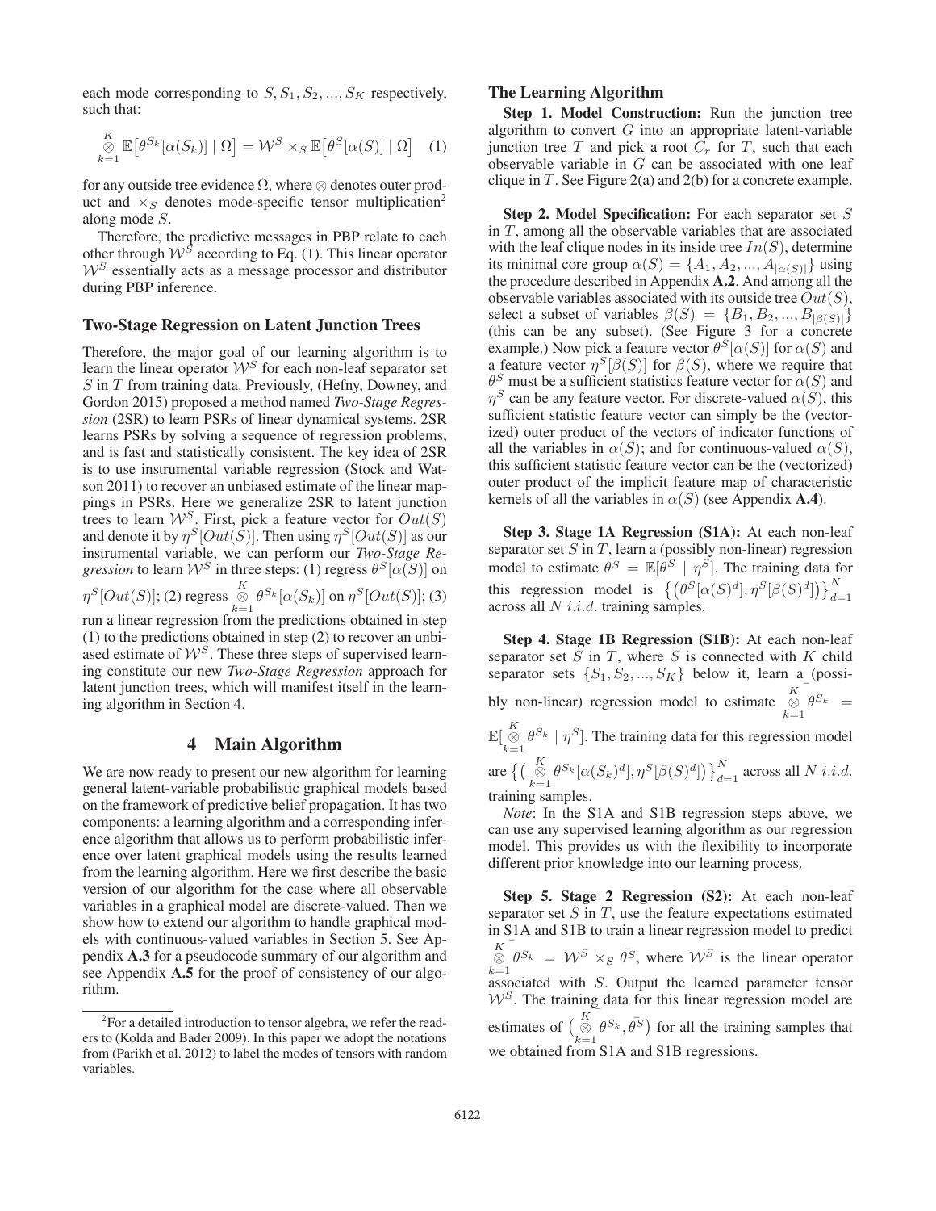each mode corresponding to $S, S_1, S_2, ..., S_K$ respectively, such that:

$$\bigotimes_{k=1}^{K} \mathbb{E}\big[\theta^{S_k}[\alpha(S_k)] \mid \Omega\big] = \mathcal{W}^S \times_S \mathbb{E}\big[\theta^S[\alpha(S)] \mid \Omega\big] \quad (1)$$

for any outside tree evidence $\Omega$, where $\otimes$ denotes outer product and $\times_S$ denotes mode-specific tensor multiplication[2] along mode $S$.

Therefore, the predictive messages in PBP relate to each other through $\mathcal{W}^S$ according to Eq. (1). This linear operator $\mathcal{W}^S$ essentially acts as a message processor and distributor during PBP inference.

### Two-Stage Regression on Latent Junction Trees

Therefore, the major goal of our learning algorithm is to learn the linear operator $\mathcal{W}^S$ for each non-leaf separator set $S$ in $T$ from training data. Previously, (Hefny, Downey, and Gordon 2015) proposed a method named *Two-Stage Regression* (2SR) to learn PSRs of linear dynamical systems. 2SR learns PSRs by solving a sequence of regression problems, and is fast and statistically consistent. The key idea of 2SR is to use instrumental variable regression (Stock and Watson 2011) to recover an unbiased estimate of the linear mappings in PSRs. Here we generalize 2SR to latent junction trees to learn $\mathcal{W}^S$. First, pick a feature vector for $Out(S)$ and denote it by $\eta^S[Out(S)]$. Then using $\eta^S[Out(S)]$ as our instrumental variable, we can perform our *Two-Stage Regression* to learn $\mathcal{W}^S$ in three steps: (1) regress $\theta^S[\alpha(S)]$ on $\eta^S[Out(S)]$; (2) regress $\bigotimes_{k=1}^{K} \theta^{S_k}[\alpha(S_k)]$ on $\eta^S[Out(S)]$; (3) run a linear regression from the predictions obtained in step (1) to the predictions obtained in step (2) to recover an unbiased estimate of $\mathcal{W}^S$. These three steps of supervised learning constitute our new *Two-Stage Regression* approach for latent junction trees, which will manifest itself in the learning algorithm in Section 4.

## 4 Main Algorithm

We are now ready to present our new algorithm for learning general latent-variable probabilistic graphical models based on the framework of predictive belief propagation. It has two components: a learning algorithm and a corresponding inference algorithm that allows us to perform probabilistic inference over latent graphical models using the results learned from the learning algorithm. Here we first describe the basic version of our algorithm for the case where all observable variables in a graphical model are discrete-valued. Then we show how to extend our algorithm to handle graphical models with continuous-valued variables in Section 5. See Appendix **A.3** for a pseudocode summary of our algorithm and see Appendix **A.5** for the proof of consistency of our algorithm.

### The Learning Algorithm

**Step 1. Model Construction:** Run the junction tree algorithm to convert $G$ into an appropriate latent-variable junction tree $T$ and pick a root $C_r$ for $T$, such that each observable variable in $G$ can be associated with one leaf clique in $T$. See Figure 2(a) and 2(b) for a concrete example.

**Step 2. Model Specification:** For each separator set $S$ in $T$, among all the observable variables that are associated with the leaf clique nodes in its inside tree $In(S)$, determine its minimal core group $\alpha(S) = \{A_1, A_2, ..., A_{|\alpha(S)|}\}$ using the procedure described in Appendix **A.2**. And among all the observable variables associated with its outside tree $Out(S)$, select a subset of variables $\beta(S) = \{B_1, B_2, ..., B_{|\beta(S)|}\}$ (this can be any subset). (See Figure 3 for a concrete example.) Now pick a feature vector $\theta^S[\alpha(S)]$ for $\alpha(S)$ and a feature vector $\eta^S[\beta(S)]$ for $\beta(S)$, where we require that $\theta^S$ must be a sufficient statistics feature vector for $\alpha(S)$ and $\eta^S$ can be any feature vector. For discrete-valued $\alpha(S)$, this sufficient statistic feature vector can simply be the (vectorized) outer product of the vectors of indicator functions of all the variables in $\alpha(S)$; and for continuous-valued $\alpha(S)$, this sufficient statistic feature vector can be the (vectorized) outer product of the implicit feature map of characteristic kernels of all the variables in $\alpha(S)$ (see Appendix **A.4**).

**Step 3. Stage 1A Regression (S1A):** At each non-leaf separator set $S$ in $T$, learn a (possibly non-linear) regression model to estimate $\bar{\theta^S} = \mathbb{E}[\theta^S \mid \eta^S]$. The training data for this regression model is $\big\{\big(\theta^S[\alpha(S)^d], \eta^S[\beta(S)^d]\big)\big\}_{d=1}^{N}$ across all $N$ $i.i.d.$ training samples.

**Step 4. Stage 1B Regression (S1B):** At each non-leaf separator set $S$ in $T$, where $S$ is connected with $K$ child separator sets $\{S_1, S_2, ..., S_K\}$ below it, learn a (possibly non-linear) regression model to estimate $\overline{\bigotimes_{k=1}^{K} \theta^{S_k}} = \mathbb{E}[\bigotimes_{k=1}^{K} \theta^{S_k} \mid \eta^S]$. The training data for this regression model are $\big\{\big(\bigotimes_{k=1}^{K} \theta^{S_k}[\alpha(S_k)^d], \eta^S[\beta(S)^d]\big)\big\}_{d=1}^{N}$ across all $N$ $i.i.d.$ training samples.

*Note*: In the S1A and S1B regression steps above, we can use any supervised learning algorithm as our regression model. This provides us with the flexibility to incorporate different prior knowledge into our learning process.

**Step 5. Stage 2 Regression (S2):** At each non-leaf separator set $S$ in $T$, use the feature expectations estimated in S1A and S1B to train a linear regression model to predict $\overline{\bigotimes_{k=1}^{K} \theta^{S_k}} = \mathcal{W}^S \times_S \bar{\theta^S}$, where $\mathcal{W}^S$ is the linear operator associated with $S$. Output the learned parameter tensor $\mathcal{W}^S$. The training data for this linear regression model are estimates of $\big(\overline{\bigotimes_{k=1}^{K} \theta^{S_k}}, \bar{\theta^S}\big)$ for all the training samples that we obtained from S1A and S1B regressions.

[2] For a detailed introduction to tensor algebra, we refer the readers to (Kolda and Bader 2009). In this paper we adopt the notations from (Parikh et al. 2012) to label the modes of tensors with random variables.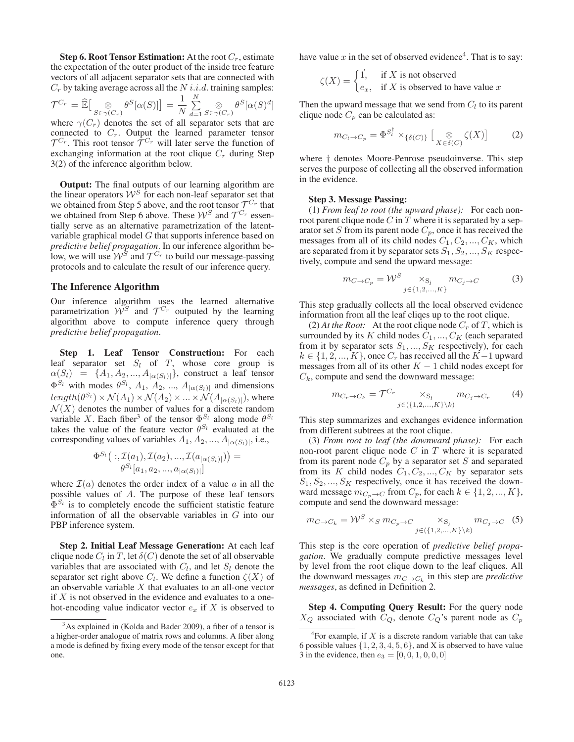**Step 6. Root Tensor Estimation:** At the root $C_r$, estimate the expectation of the outer product of the inside tree feature vectors of all adjacent separator sets that are connected with $C_r$ by taking average across all the $N$ $i.i.d.$ training samples:

$$\mathcal{T}^{C_r} = \widehat{\mathbb{E}}\big[\underset{S\in\gamma(C_r)}{\otimes}\theta^S[\alpha(S)]\big] = \frac{1}{N}\sum_{d=1}^{N}\underset{S\in\gamma(C_r)}{\otimes}\theta^S[\alpha(S)^d]$$

where $\gamma(C_r)$ denotes the set of all separator sets that are connected to $C_r$. Output the learned parameter tensor $\mathcal{T}^{C_r}$. This root tensor $\mathcal{T}^{C_r}$ will later serve the function of exchanging information at the root clique $C_r$ during Step 3(2) of the inference algorithm below.

**Output:** The final outputs of our learning algorithm are the linear operators $\mathcal{W}^S$ for each non-leaf separator set that we obtained from Step 5 above, and the root tensor $\mathcal{T}^{C_r}$ that we obtained from Step 6 above. These $\mathcal{W}^S$ and $\mathcal{T}^{C_r}$ essentially serve as an alternative parametrization of the latent-variable graphical model $G$ that supports inference based on *predictive belief propagation*. In our inference algorithm below, we will use $\mathcal{W}^S$ and $\mathcal{T}^{C_r}$ to build our message-passing protocols and to calculate the result of our inference query.

## The Inference Algorithm

Our inference algorithm uses the learned alternative parametrization $\mathcal{W}^S$ and $\mathcal{T}^{C_r}$ outputed by the learning algorithm above to compute inference query through *predictive belief propagation*.

**Step 1. Leaf Tensor Construction:** For each leaf separator set $S_l$ of $T$, whose core group is $\alpha(S_l) = \{A_1, A_2, ..., A_{|\alpha(S_l)|}\}$, construct a leaf tensor $\Phi^{S_l}$ with modes $\theta^{S_l}$, $A_1$, $A_2$, ..., $A_{|\alpha(S_l)|}$ and dimensions $length(\theta^{S_l}) \times \mathcal{N}(A_1) \times \mathcal{N}(A_2) \times ... \times \mathcal{N}(A_{|\alpha(S_l)|})$, where $\mathcal{N}(X)$ denotes the number of values for a discrete random variable $X$. Each fiber[3] of the tensor $\Phi^{S_l}$ along mode $\theta^{S_l}$ takes the value of the feature vector $\theta^{S_l}$ evaluated at the corresponding values of variables $A_1, A_2, ..., A_{|\alpha(S_l)|}$, i.e.,

$$\Phi^{S_l}\big(\,:, \mathcal{I}(a_1), \mathcal{I}(a_2), ..., \mathcal{I}(a_{|\alpha(S_l)|})\big) = \theta^{S_l}[a_1, a_2, ..., a_{|\alpha(S_l)|}]$$

where $\mathcal{I}(a)$ denotes the order index of a value $a$ in all the possible values of $A$. The purpose of these leaf tensors $\Phi^{S_l}$ is to completely encode the sufficient statistic feature information of all the observable variables in $G$ into our PBP inference system.

**Step 2. Initial Leaf Message Generation:** At each leaf clique node $C_l$ in $T$, let $\delta(C)$ denote the set of all observable variables that are associated with $C_l$, and let $S_l$ denote the separator set right above $C_l$. We define a function $\zeta(X)$ of an observable variable $X$ that evaluates to an all-one vector if $X$ is not observed in the evidence and evaluates to a one-hot-encoding value indicator vector $e_x$ if $X$ is observed to have value $x$ in the set of observed evidence[4]. That is to say:

$$\zeta(X) = \begin{cases} \vec{1}, & \text{if } X \text{ is not observed} \\ e_x, & \text{if } X \text{ is observed to have value } x \end{cases}$$

Then the upward message that we send from $C_l$ to its parent clique node $C_p$ can be calculated as:

$$m_{C_l \to C_p} = \Phi^{S_l^\dagger} \times_{\{\delta(C)\}} \big[\underset{X\in\delta(C)}{\otimes}\zeta(X)\big] \tag{2}$$

where $\dagger$ denotes Moore-Penrose pseudoinverse. This step serves the purpose of collecting all the observed information in the evidence.

**Step 3. Message Passing:**

(1) *From leaf to root (the upward phase):* For each non-root parent clique node $C$ in $T$ where it is separated by a separator set $S$ from its parent node $C_p$, once it has received the messages from all of its child nodes $C_1, C_2, ..., C_K$, which are separated from it by separator sets $S_1, S_2, ..., S_K$ respectively, compute and send the upward message:

$$m_{C\to C_p} = \mathcal{W}^S \underset{j\in\{1,2,...,K\}}{\times_{\mathrm{S_j}}} m_{C_j\to C} \tag{3}$$

This step gradually collects all the local observed evidence information from all the leaf cliqes up to the root clique.

(2) *At the Root:* At the root clique node $C_r$ of $T$, which is surrounded by its $K$ child nodes $C_1, ..., C_K$ (each separated from it by separator sets $S_1, ..., S_K$ respectively), for each $k \in \{1, 2, ..., K\}$, once $C_r$ has received all the $K-1$ upward messages from all of its other $K-1$ child nodes except for $C_k$, compute and send the downward message:

$$m_{C_r\to C_k} = \mathcal{T}^{C_r} \underset{j\in(\{1,2,...,K\}\setminus k)}{\times_{\mathrm{S_j}}} m_{C_j\to C_r} \tag{4}$$

This step summarizes and exchanges evidence information from different subtrees at the root clique.

(3) *From root to leaf (the downward phase):* For each non-root parent clique node $C$ in $T$ where it is separated from its parent node $C_p$ by a separator set $S$ and separated from its $K$ child nodes $C_1, C_2, ..., C_K$ by separator sets $S_1, S_2, ..., S_K$ respectively, once it has received the downward message $m_{C_p\to C}$ from $C_p$, for each $k \in \{1, 2, ..., K\}$, compute and send the downward message:

$$m_{C\to C_k} = \mathcal{W}^S \times_S m_{C_p\to C} \underset{j\in(\{1,2,...,K\}\setminus k)}{\times_{\mathrm{S_j}}} m_{C_j\to C} \tag{5}$$

This step is the core operation of *predictive belief propagation*. We gradually compute predictive messages level by level from the root clique down to the leaf cliques. All the downward messages $m_{C\to C_k}$ in this step are *predictive messages*, as defined in Definition 2.

**Step 4. Computing Query Result:** For the query node $X_Q$ associated with $C_Q$, denote $C_Q$'s parent node as $C_p$

[3] As explained in (Kolda and Bader 2009), a fiber of a tensor is a higher-order analogue of matrix rows and columns. A fiber along a mode is defined by fixing every mode of the tensor except for that one.

[4] For example, if $X$ is a discrete random variable that can take 6 possible values $\{1, 2, 3, 4, 5, 6\}$, and X is observed to have value 3 in the evidence, then $e_3 = [0, 0, 1, 0, 0, 0]$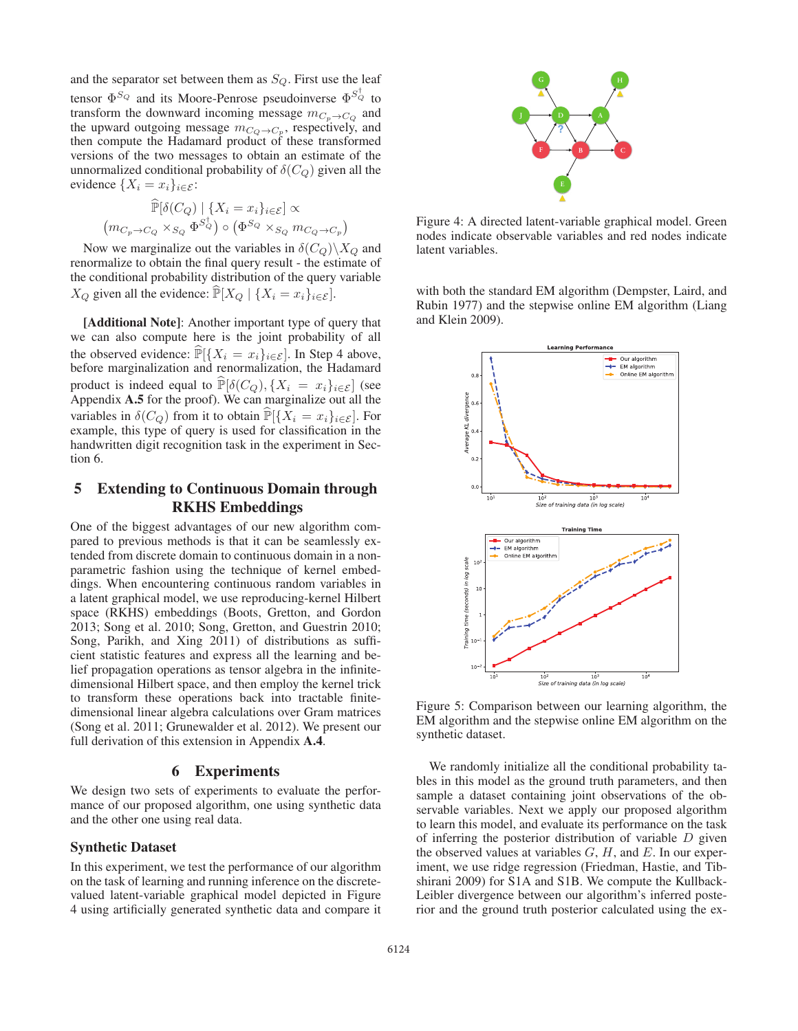and the separator set between them as $S_Q$. First use the leaf tensor $\Phi^{S_Q}$ and its Moore-Penrose pseudoinverse $\Phi^{S_Q^\dagger}$ to transform the downward incoming message $m_{C_p \to C_Q}$ and the upward outgoing message $m_{C_Q \to C_p}$, respectively, and then compute the Hadamard product of these transformed versions of the two messages to obtain an estimate of the unnormalized conditional probability of $\delta(C_Q)$ given all the evidence $\{X_i = x_i\}_{i \in \mathcal{E}}$:

$$\widehat{\mathbb{P}}[\delta(C_Q) \mid \{X_i = x_i\}_{i \in \mathcal{E}}] \propto$$
$$\left(m_{C_p \to C_Q} \times_{S_Q} \Phi^{S_Q^\dagger}\right) \circ \left(\Phi^{S_Q} \times_{S_Q} m_{C_Q \to C_p}\right)$$

Now we marginalize out the variables in $\delta(C_Q) \backslash X_Q$ and renormalize to obtain the final query result - the estimate of the conditional probability distribution of the query variable $X_Q$ given all the evidence: $\widehat{\mathbb{P}}[X_Q \mid \{X_i = x_i\}_{i \in \mathcal{E}}]$.

**[Additional Note]**: Another important type of query that we can also compute here is the joint probability of all the observed evidence: $\widehat{\mathbb{P}}[\{X_i = x_i\}_{i \in \mathcal{E}}]$. In Step 4 above, before marginalization and renormalization, the Hadamard product is indeed equal to $\widehat{\mathbb{P}}[\delta(C_Q), \{X_i = x_i\}_{i \in \mathcal{E}}]$ (see Appendix **A.5** for the proof). We can marginalize out all the variables in $\delta(C_Q)$ from it to obtain $\widehat{\mathbb{P}}[\{X_i = x_i\}_{i \in \mathcal{E}}]$. For example, this type of query is used for classification in the handwritten digit recognition task in the experiment in Section 6.

## 5 Extending to Continuous Domain through RKHS Embeddings

One of the biggest advantages of our new algorithm compared to previous methods is that it can be seamlessly extended from discrete domain to continuous domain in a nonparametric fashion using the technique of kernel embeddings. When encountering continuous random variables in a latent graphical model, we use reproducing-kernel Hilbert space (RKHS) embeddings (Boots, Gretton, and Gordon 2013; Song et al. 2010; Song, Gretton, and Guestrin 2010; Song, Parikh, and Xing 2011) of distributions as sufficient statistic features and express all the learning and belief propagation operations as tensor algebra in the infinite-dimensional Hilbert space, and then employ the kernel trick to transform these operations back into tractable finite-dimensional linear algebra calculations over Gram matrices (Song et al. 2011; Grunewalder et al. 2012). We present our full derivation of this extension in Appendix **A.4**.

## 6 Experiments

We design two sets of experiments to evaluate the performance of our proposed algorithm, one using synthetic data and the other one using real data.

### Synthetic Dataset

In this experiment, we test the performance of our algorithm on the task of learning and running inference on the discrete-valued latent-variable graphical model depicted in Figure 4 using artificially generated synthetic data and compare it with both the standard EM algorithm (Dempster, Laird, and Rubin 1977) and the stepwise online EM algorithm (Liang and Klein 2009).

Figure 4: A directed latent-variable graphical model. Green nodes indicate observable variables and red nodes indicate latent variables.

Figure 5: Comparison between our learning algorithm, the EM algorithm and the stepwise online EM algorithm on the synthetic dataset.

We randomly initialize all the conditional probability tables in this model as the ground truth parameters, and then sample a dataset containing joint observations of the observable variables. Next we apply our proposed algorithm to learn this model, and evaluate its performance on the task of inferring the posterior distribution of variable $D$ given the observed values at variables $G$, $H$, and $E$. In our experiment, we use ridge regression (Friedman, Hastie, and Tibshirani 2009) for S1A and S1B. We compute the Kullback-Leibler divergence between our algorithm's inferred posterior and the ground truth posterior calculated using the ex-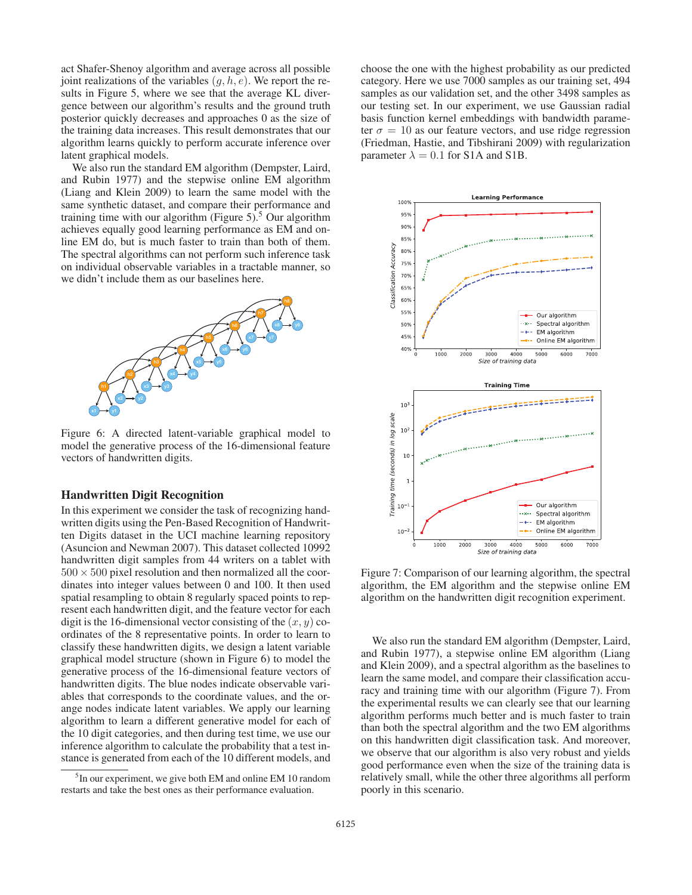act Shafer-Shenoy algorithm and average across all possible joint realizations of the variables $(g, h, e)$. We report the results in Figure 5, where we see that the average KL divergence between our algorithm's results and the ground truth posterior quickly decreases and approaches 0 as the size of the training data increases. This result demonstrates that our algorithm learns quickly to perform accurate inference over latent graphical models.

We also run the standard EM algorithm (Dempster, Laird, and Rubin 1977) and the stepwise online EM algorithm (Liang and Klein 2009) to learn the same model with the same synthetic dataset, and compare their performance and training time with our algorithm (Figure 5).[5] Our algorithm achieves equally good learning performance as EM and online EM do, but is much faster to train than both of them. The spectral algorithms can not perform such inference task on individual observable variables in a tractable manner, so we didn't include them as our baselines here.

Figure 6: A directed latent-variable graphical model to model the generative process of the 16-dimensional feature vectors of handwritten digits.

## Handwritten Digit Recognition

In this experiment we consider the task of recognizing handwritten digits using the Pen-Based Recognition of Handwritten Digits dataset in the UCI machine learning repository (Asuncion and Newman 2007). This dataset collected 10992 handwritten digit samples from 44 writers on a tablet with $500 \times 500$ pixel resolution and then normalized all the coordinates into integer values between 0 and 100. It then used spatial resampling to obtain 8 regularly spaced points to represent each handwritten digit, and the feature vector for each digit is the 16-dimensional vector consisting of the $(x, y)$ coordinates of the 8 representative points. In order to learn to classify these handwritten digits, we design a latent variable graphical model structure (shown in Figure 6) to model the generative process of the 16-dimensional feature vectors of handwritten digits. The blue nodes indicate observable variables that corresponds to the coordinate values, and the orange nodes indicate latent variables. We apply our learning algorithm to learn a different generative model for each of the 10 digit categories, and then during test time, we use our inference algorithm to calculate the probability that a test instance is generated from each of the 10 different models, and choose the one with the highest probability as our predicted category. Here we use 7000 samples as our training set, 494 samples as our validation set, and the other 3498 samples as our testing set. In our experiment, we use Gaussian radial basis function kernel embeddings with bandwidth parameter $\sigma = 10$ as our feature vectors, and use ridge regression (Friedman, Hastie, and Tibshirani 2009) with regularization parameter $\lambda = 0.1$ for S1A and S1B.

Figure 7: Comparison of our learning algorithm, the spectral algorithm, the EM algorithm and the stepwise online EM algorithm on the handwritten digit recognition experiment.

We also run the standard EM algorithm (Dempster, Laird, and Rubin 1977), a stepwise online EM algorithm (Liang and Klein 2009), and a spectral algorithm as the baselines to learn the same model, and compare their classification accuracy and training time with our algorithm (Figure 7). From the experimental results we can clearly see that our learning algorithm performs much better and is much faster to train than both the spectral algorithm and the two EM algorithms on this handwritten digit classification task. And moreover, we observe that our algorithm is also very robust and yields good performance even when the size of the training data is relatively small, while the other three algorithms all perform poorly in this scenario.

[5] In our experiment, we give both EM and online EM 10 random restarts and take the best ones as their performance evaluation.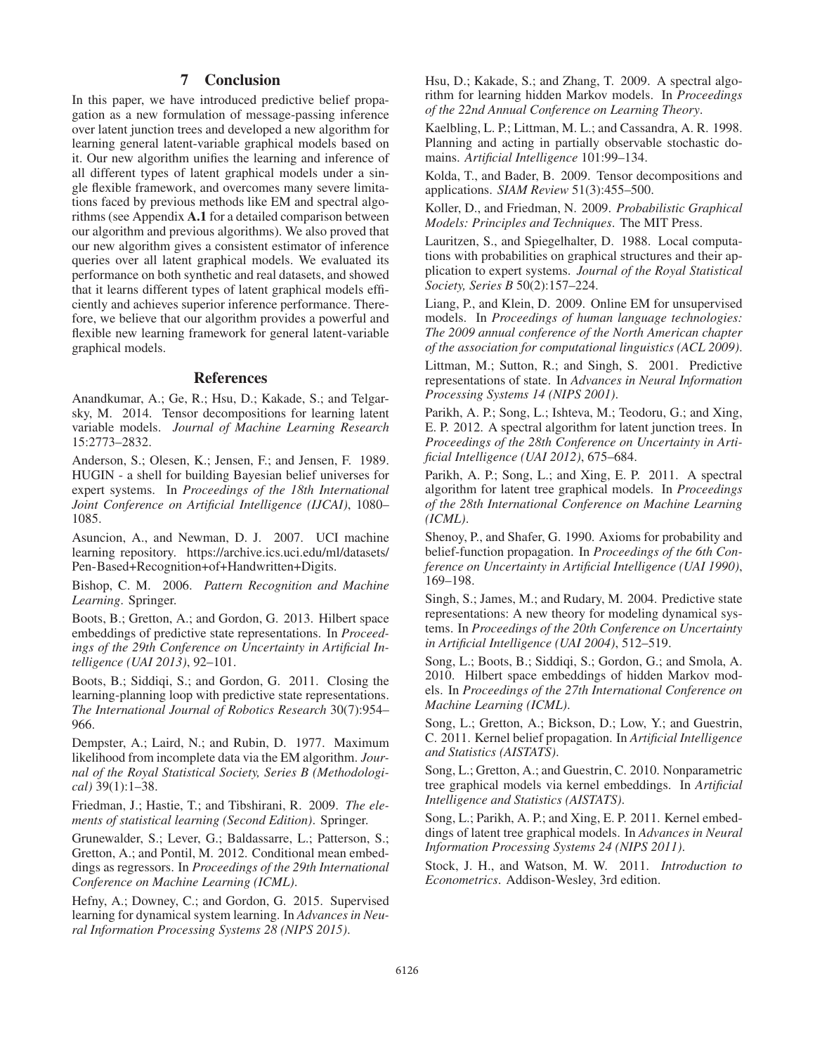## 7 Conclusion

In this paper, we have introduced predictive belief propagation as a new formulation of message-passing inference over latent junction trees and developed a new algorithm for learning general latent-variable graphical models based on it. Our new algorithm unifies the learning and inference of all different types of latent graphical models under a single flexible framework, and overcomes many severe limitations faced by previous methods like EM and spectral algorithms (see Appendix **A.1** for a detailed comparison between our algorithm and previous algorithms). We also proved that our new algorithm gives a consistent estimator of inference queries over all latent graphical models. We evaluated its performance on both synthetic and real datasets, and showed that it learns different types of latent graphical models efficiently and achieves superior inference performance. Therefore, we believe that our algorithm provides a powerful and flexible new learning framework for general latent-variable graphical models.

## References

Anandkumar, A.; Ge, R.; Hsu, D.; Kakade, S.; and Telgarsky, M. 2014. Tensor decompositions for learning latent variable models. *Journal of Machine Learning Research* 15:2773–2832.

Anderson, S.; Olesen, K.; Jensen, F.; and Jensen, F. 1989. HUGIN - a shell for building Bayesian belief universes for expert systems. In *Proceedings of the 18th International Joint Conference on Artificial Intelligence (IJCAI)*, 1080–1085.

Asuncion, A., and Newman, D. J. 2007. UCI machine learning repository. https://archive.ics.uci.edu/ml/datasets/Pen-Based+Recognition+of+Handwritten+Digits.

Bishop, C. M. 2006. *Pattern Recognition and Machine Learning*. Springer.

Boots, B.; Gretton, A.; and Gordon, G. 2013. Hilbert space embeddings of predictive state representations. In *Proceedings of the 29th Conference on Uncertainty in Artificial Intelligence (UAI 2013)*, 92–101.

Boots, B.; Siddiqi, S.; and Gordon, G. 2011. Closing the learning-planning loop with predictive state representations. *The International Journal of Robotics Research* 30(7):954–966.

Dempster, A.; Laird, N.; and Rubin, D. 1977. Maximum likelihood from incomplete data via the EM algorithm. *Journal of the Royal Statistical Society, Series B (Methodological)* 39(1):1–38.

Friedman, J.; Hastie, T.; and Tibshirani, R. 2009. *The elements of statistical learning (Second Edition)*. Springer.

Grunewalder, S.; Lever, G.; Baldassarre, L.; Patterson, S.; Gretton, A.; and Pontil, M. 2012. Conditional mean embeddings as regressors. In *Proceedings of the 29th International Conference on Machine Learning (ICML)*.

Hefny, A.; Downey, C.; and Gordon, G. 2015. Supervised learning for dynamical system learning. In *Advances in Neural Information Processing Systems 28 (NIPS 2015)*.

Hsu, D.; Kakade, S.; and Zhang, T. 2009. A spectral algorithm for learning hidden Markov models. In *Proceedings of the 22nd Annual Conference on Learning Theory*.

Kaelbling, L. P.; Littman, M. L.; and Cassandra, A. R. 1998. Planning and acting in partially observable stochastic domains. *Artificial Intelligence* 101:99–134.

Kolda, T., and Bader, B. 2009. Tensor decompositions and applications. *SIAM Review* 51(3):455–500.

Koller, D., and Friedman, N. 2009. *Probabilistic Graphical Models: Principles and Techniques*. The MIT Press.

Lauritzen, S., and Spiegelhalter, D. 1988. Local computations with probabilities on graphical structures and their application to expert systems. *Journal of the Royal Statistical Society, Series B* 50(2):157–224.

Liang, P., and Klein, D. 2009. Online EM for unsupervised models. In *Proceedings of human language technologies: The 2009 annual conference of the North American chapter of the association for computational linguistics (ACL 2009)*.

Littman, M.; Sutton, R.; and Singh, S. 2001. Predictive representations of state. In *Advances in Neural Information Processing Systems 14 (NIPS 2001)*.

Parikh, A. P.; Song, L.; Ishteva, M.; Teodoru, G.; and Xing, E. P. 2012. A spectral algorithm for latent junction trees. In *Proceedings of the 28th Conference on Uncertainty in Artificial Intelligence (UAI 2012)*, 675–684.

Parikh, A. P.; Song, L.; and Xing, E. P. 2011. A spectral algorithm for latent tree graphical models. In *Proceedings of the 28th International Conference on Machine Learning (ICML)*.

Shenoy, P., and Shafer, G. 1990. Axioms for probability and belief-function propagation. In *Proceedings of the 6th Conference on Uncertainty in Artificial Intelligence (UAI 1990)*, 169–198.

Singh, S.; James, M.; and Rudary, M. 2004. Predictive state representations: A new theory for modeling dynamical systems. In *Proceedings of the 20th Conference on Uncertainty in Artificial Intelligence (UAI 2004)*, 512–519.

Song, L.; Boots, B.; Siddiqi, S.; Gordon, G.; and Smola, A. 2010. Hilbert space embeddings of hidden Markov models. In *Proceedings of the 27th International Conference on Machine Learning (ICML)*.

Song, L.; Gretton, A.; Bickson, D.; Low, Y.; and Guestrin, C. 2011. Kernel belief propagation. In *Artificial Intelligence and Statistics (AISTATS)*.

Song, L.; Gretton, A.; and Guestrin, C. 2010. Nonparametric tree graphical models via kernel embeddings. In *Artificial Intelligence and Statistics (AISTATS)*.

Song, L.; Parikh, A. P.; and Xing, E. P. 2011. Kernel embeddings of latent tree graphical models. In *Advances in Neural Information Processing Systems 24 (NIPS 2011)*.

Stock, J. H., and Watson, M. W. 2011. *Introduction to Econometrics*. Addison-Wesley, 3rd edition.